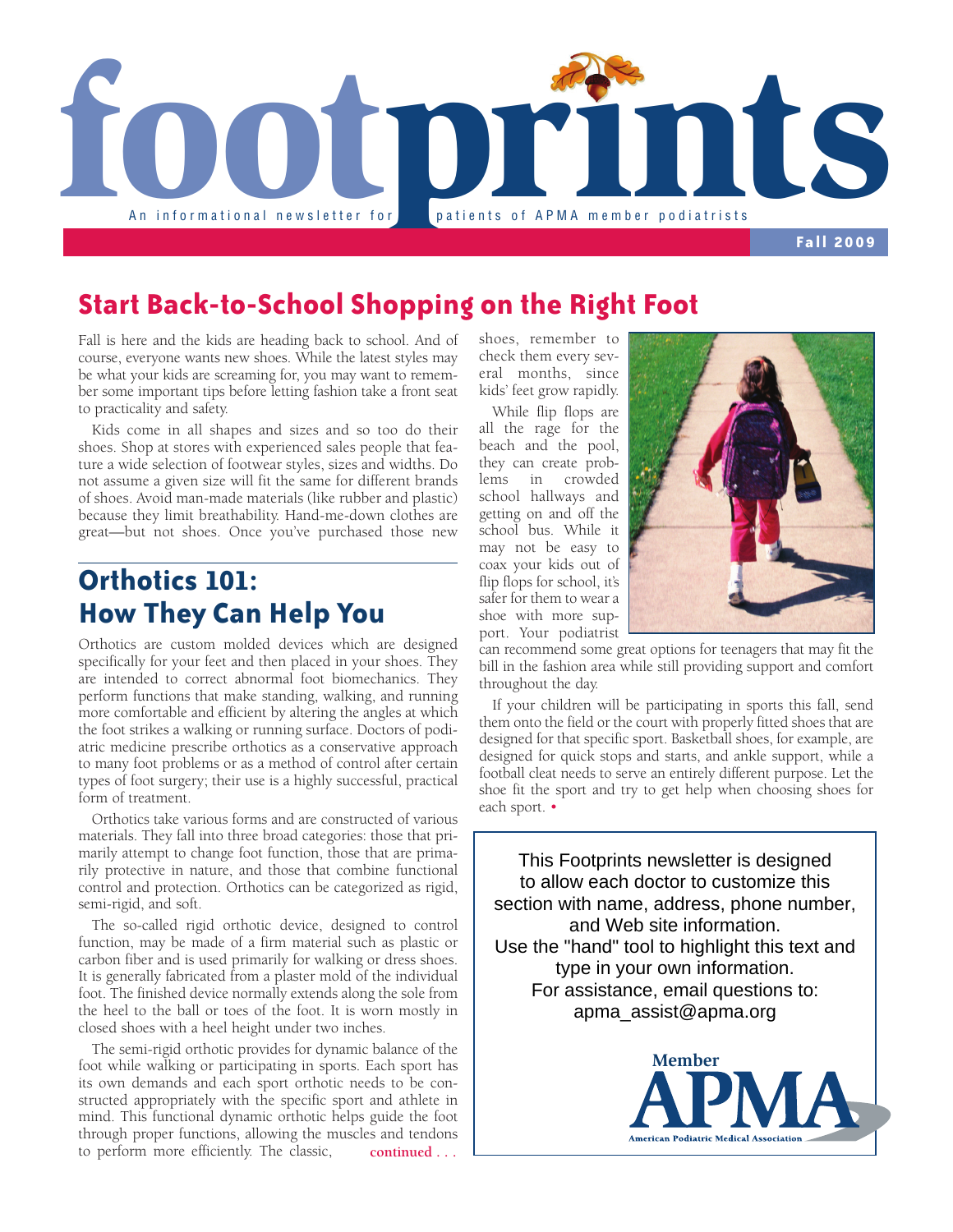# footprints

An informational newsletter for patients of APMA member podiatrists

**Fall 2009**

## Start Back-to-School Shopping on the Right Foot

Fall is here and the kids are heading back to school. And of course, everyone wants new shoes. While the latest styles may be what your kids are screaming for, you may want to remember some important tips before letting fashion take a front seat to practicality and safety.

Kids come in all shapes and sizes and so too do their shoes. Shop at stores with experienced sales people that feature a wide selection of footwear styles, sizes and widths. Do not assume a given size will fit the same for different brands of shoes. Avoid man-made materials (like rubber and plastic) because they limit breathability. Hand-me-down clothes are great—but not shoes. Once you've purchased those new shoes, remember to check them every several months, since kids' feet grow rapidly.

While flip flops are all the rage for the beach and the pool, they can create problems in crowded school hallways and getting on and off the school bus. While it may not be easy to coax your kids out of flip flops for school, it's safer for them to wear a shoe with more support. Your podiatrist can recommend some great options for teenagers that may fit the bill in the fashion area while still providing support and comfort throughout the day.

If your children will be participating in sports this fall, send them onto the field or the court with properly fitted shoes that are designed for that specific sport. Basketball shoes, for example, are designed for quick stops and starts, and ankle support, while a football cleat needs to serve an entirely different purpose. Let the shoe fit the sport and try to get help when choosing shoes for each sport. •

## Orthotics 101: How They Can Help You

Orthotics are custom molded devices which are designed specifically for your feet and then placed in your shoes. They are intended to correct abnormal foot biomechanics. They perform functions that make standing, walking, and running more comfortable and efficient by altering the angles at which the foot strikes a walking or running surface. Doctors of podiatric medicine prescribe orthotics as a conservative approach to many foot problems or as a method of control after certain types of foot surgery; their use is a highly successful, practical form of treatment.

Orthotics take various forms and are constructed of various materials. They fall into three broad categories: those that primarily attempt to change foot function, those that are primarily protective in nature, and those that combine functional control and protection. Orthotics can be categorized as rigid, semi-rigid, and soft.

The so-called rigid orthotic device, designed to control function, may be made of a firm material such as plastic or carbon fiber and is used primarily for walking or dress shoes. It is generally fabricated from a plaster mold of the individual foot. The finished device normally extends along the sole from the heel to the ball or toes of the foot. It is worn mostly in closed shoes with a heel height under two inches.

The semi-rigid orthotic provides for dynamic balance of the foot while walking or participating in sports. Each sport has its own demands and each sport orthotic needs to be constructed appropriately with the specific sport and athlete in mind. This functional dynamic orthotic helps guide the foot through proper functions, allowing the muscles and tendons to perform more efficiently. The classic, **continued . . .**

This Footprints newsletter is designed to allow each doctor to customize this section with name, address, phone number, and Web site information.
Use the "hand" tool to highlight this text and type in your own information.
For assistance, email questions to:
apma_assist@apma.org

Member APMA
American Podiatric Medical Association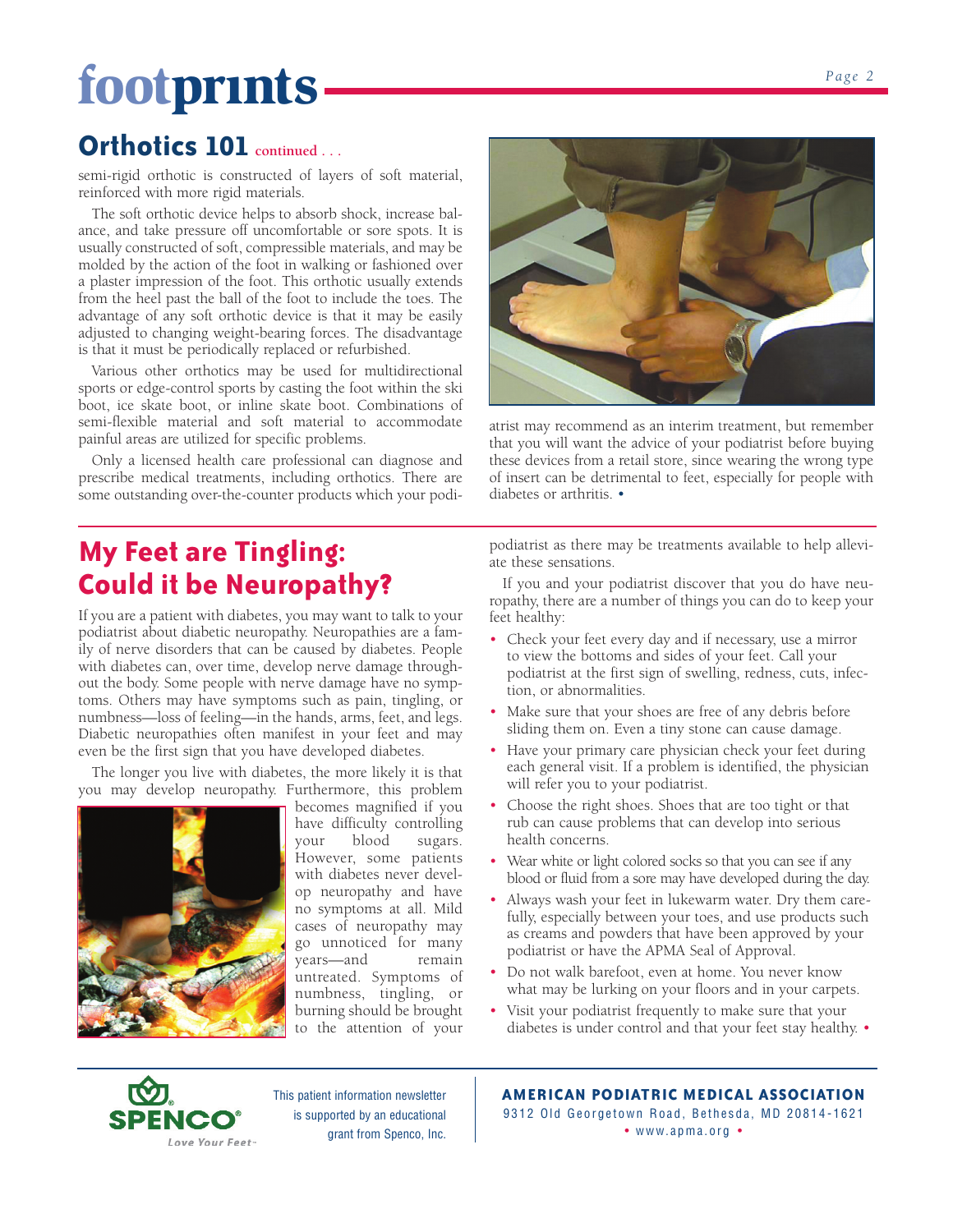## Orthotics 101 continued . . .

semi-rigid orthotic is constructed of layers of soft material, reinforced with more rigid materials.

The soft orthotic device helps to absorb shock, increase balance, and take pressure off uncomfortable or sore spots. It is usually constructed of soft, compressible materials, and may be molded by the action of the foot in walking or fashioned over a plaster impression of the foot. This orthotic usually extends from the heel past the ball of the foot to include the toes. The advantage of any soft orthotic device is that it may be easily adjusted to changing weight-bearing forces. The disadvantage is that it must be periodically replaced or refurbished.

Various other orthotics may be used for multidirectional sports or edge-control sports by casting the foot within the ski boot, ice skate boot, or inline skate boot. Combinations of semi-flexible material and soft material to accommodate painful areas are utilized for specific problems.

Only a licensed health care professional can diagnose and prescribe medical treatments, including orthotics. There are some outstanding over-the-counter products which your podiatrist may recommend as an interim treatment, but remember that you will want the advice of your podiatrist before buying these devices from a retail store, since wearing the wrong type of insert can be detrimental to feet, especially for people with diabetes or arthritis. •

## My Feet are Tingling: Could it be Neuropathy?

If you are a patient with diabetes, you may want to talk to your podiatrist about diabetic neuropathy. Neuropathies are a family of nerve disorders that can be caused by diabetes. People with diabetes can, over time, develop nerve damage throughout the body. Some people with nerve damage have no symptoms. Others may have symptoms such as pain, tingling, or numbness—loss of feeling—in the hands, arms, feet, and legs. Diabetic neuropathies often manifest in your feet and may even be the first sign that you have developed diabetes.

The longer you live with diabetes, the more likely it is that you may develop neuropathy. Furthermore, this problem becomes magnified if you have difficulty controlling your blood sugars. However, some patients with diabetes never develop neuropathy and have no symptoms at all. Mild cases of neuropathy may go unnoticed for many years—and remain untreated. Symptoms of numbness, tingling, or burning should be brought to the attention of your podiatrist as there may be treatments available to help alleviate these sensations.

If you and your podiatrist discover that you do have neuropathy, there are a number of things you can do to keep your feet healthy:

- Check your feet every day and if necessary, use a mirror to view the bottoms and sides of your feet. Call your podiatrist at the first sign of swelling, redness, cuts, infection, or abnormalities.
- Make sure that your shoes are free of any debris before sliding them on. Even a tiny stone can cause damage.
- Have your primary care physician check your feet during each general visit. If a problem is identified, the physician will refer you to your podiatrist.
- Choose the right shoes. Shoes that are too tight or that rub can cause problems that can develop into serious health concerns.
- Wear white or light colored socks so that you can see if any blood or fluid from a sore may have developed during the day.
- Always wash your feet in lukewarm water. Dry them carefully, especially between your toes, and use products such as creams and powders that have been approved by your podiatrist or have the APMA Seal of Approval.
- Do not walk barefoot, even at home. You never know what may be lurking on your floors and in your carpets.
- Visit your podiatrist frequently to make sure that your diabetes is under control and that your feet stay healthy. •

SPENCO® Love Your Feet™

This patient information newsletter is supported by an educational grant from Spenco, Inc.

**AMERICAN PODIATRIC MEDICAL ASSOCIATION**
9312 Old Georgetown Road, Bethesda, MD 20814-1621
• www.apma.org •